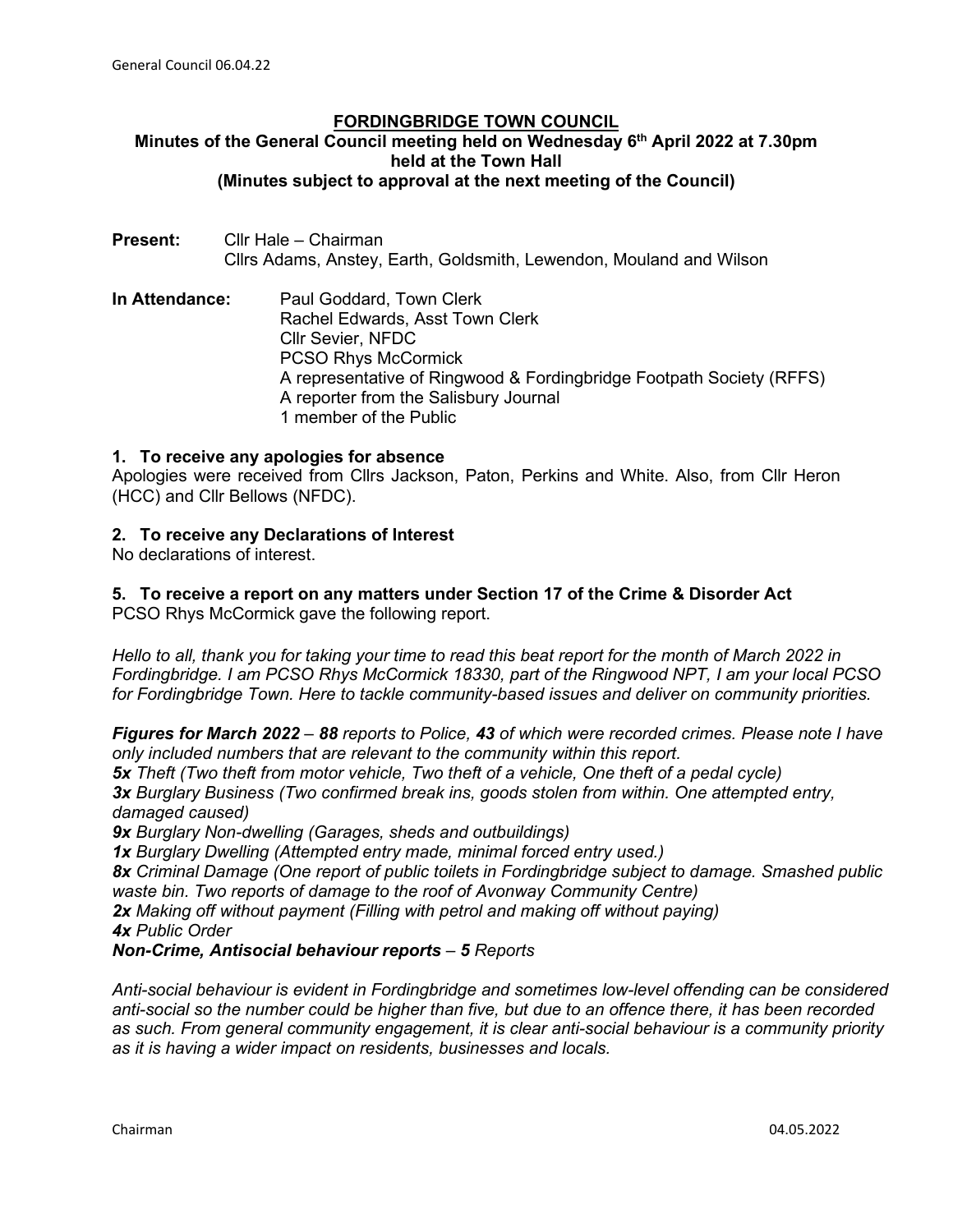# FORDINGBRIDGE TOWN COUNCIL

**Minutes of the General Council meeting held on Wednesday 6th April 2022 at 7.30pm held at the Town Hall (Minutes subject to approval at the next meeting of the Council)**

**Present:** Cllr Hale – Chairman
Cllrs Adams, Anstey, Earth, Goldsmith, Lewendon, Mouland and Wilson

**In Attendance:** Paul Goddard, Town Clerk
Rachel Edwards, Asst Town Clerk
Cllr Sevier, NFDC
PCSO Rhys McCormick
A representative of Ringwood & Fordingbridge Footpath Society (RFFS)
A reporter from the Salisbury Journal
1 member of the Public

### 1. To receive any apologies for absence

Apologies were received from Cllrs Jackson, Paton, Perkins and White. Also, from Cllr Heron (HCC) and Cllr Bellows (NFDC).

### 2. To receive any Declarations of Interest

No declarations of interest.

### 5. To receive a report on any matters under Section 17 of the Crime & Disorder Act

PCSO Rhys McCormick gave the following report.

*Hello to all, thank you for taking your time to read this beat report for the month of March 2022 in Fordingbridge. I am PCSO Rhys McCormick 18330, part of the Ringwood NPT, I am your local PCSO for Fordingbridge Town. Here to tackle community-based issues and deliver on community priorities.*

***Figures for March 2022*** *–* ***88*** *reports to Police,* ***43*** *of which were recorded crimes. Please note I have only included numbers that are relevant to the community within this report.*
***5x*** *Theft (Two theft from motor vehicle, Two theft of a vehicle, One theft of a pedal cycle)*
***3x*** *Burglary Business (Two confirmed break ins, goods stolen from within. One attempted entry, damaged caused)*
***9x*** *Burglary Non-dwelling (Garages, sheds and outbuildings)*
***1x*** *Burglary Dwelling (Attempted entry made, minimal forced entry used.)*
***8x*** *Criminal Damage (One report of public toilets in Fordingbridge subject to damage. Smashed public waste bin. Two reports of damage to the roof of Avonway Community Centre)*
***2x*** *Making off without payment (Filling with petrol and making off without paying)*
***4x*** *Public Order*
***Non-Crime, Antisocial behaviour reports*** *–* ***5*** *Reports*

*Anti-social behaviour is evident in Fordingbridge and sometimes low-level offending can be considered anti-social so the number could be higher than five, but due to an offence there, it has been recorded as such. From general community engagement, it is clear anti-social behaviour is a community priority as it is having a wider impact on residents, businesses and locals.*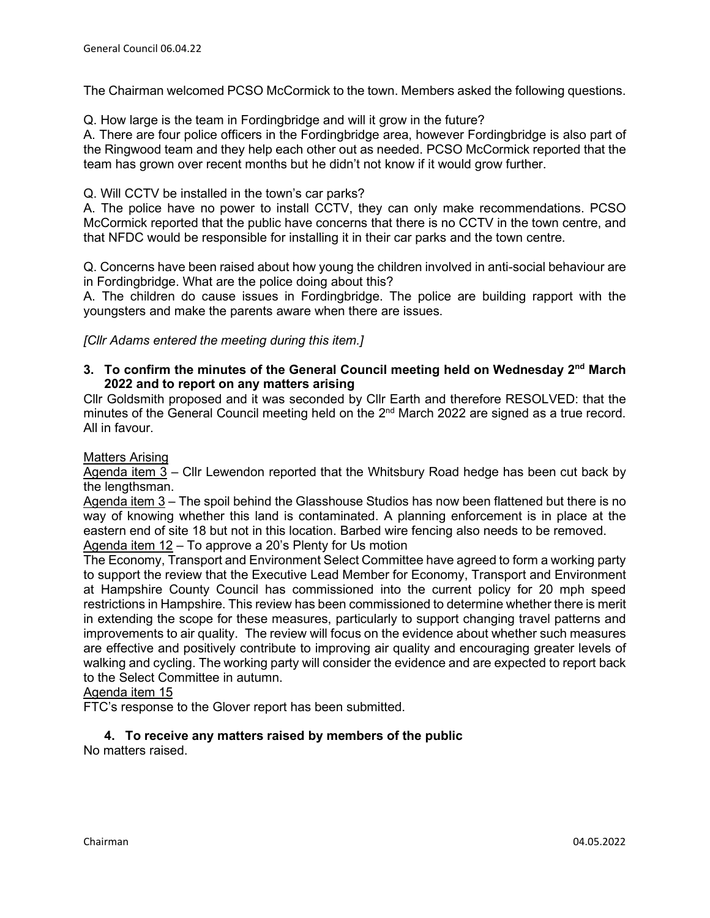The Chairman welcomed PCSO McCormick to the town. Members asked the following questions.

Q. How large is the team in Fordingbridge and will it grow in the future?
A. There are four police officers in the Fordingbridge area, however Fordingbridge is also part of the Ringwood team and they help each other out as needed. PCSO McCormick reported that the team has grown over recent months but he didn't not know if it would grow further.

Q. Will CCTV be installed in the town's car parks?
A. The police have no power to install CCTV, they can only make recommendations. PCSO McCormick reported that the public have concerns that there is no CCTV in the town centre, and that NFDC would be responsible for installing it in their car parks and the town centre.

Q. Concerns have been raised about how young the children involved in anti-social behaviour are in Fordingbridge. What are the police doing about this?
A. The children do cause issues in Fordingbridge. The police are building rapport with the youngsters and make the parents aware when there are issues.

*[Cllr Adams entered the meeting during this item.]*

### 3. To confirm the minutes of the General Council meeting held on Wednesday 2nd March 2022 and to report on any matters arising

Cllr Goldsmith proposed and it was seconded by Cllr Earth and therefore RESOLVED: that the minutes of the General Council meeting held on the 2nd March 2022 are signed as a true record. All in favour.

Matters Arising

Agenda item 3 – Cllr Lewendon reported that the Whitsbury Road hedge has been cut back by the lengthsman.

Agenda item 3 – The spoil behind the Glasshouse Studios has now been flattened but there is no way of knowing whether this land is contaminated. A planning enforcement is in place at the eastern end of site 18 but not in this location. Barbed wire fencing also needs to be removed.

Agenda item 12 – To approve a 20's Plenty for Us motion

The Economy, Transport and Environment Select Committee have agreed to form a working party to support the review that the Executive Lead Member for Economy, Transport and Environment at Hampshire County Council has commissioned into the current policy for 20 mph speed restrictions in Hampshire. This review has been commissioned to determine whether there is merit in extending the scope for these measures, particularly to support changing travel patterns and improvements to air quality. The review will focus on the evidence about whether such measures are effective and positively contribute to improving air quality and encouraging greater levels of walking and cycling. The working party will consider the evidence and are expected to report back to the Select Committee in autumn.

Agenda item 15

FTC's response to the Glover report has been submitted.

### 4. To receive any matters raised by members of the public

No matters raised.

Chairman 04.05.2022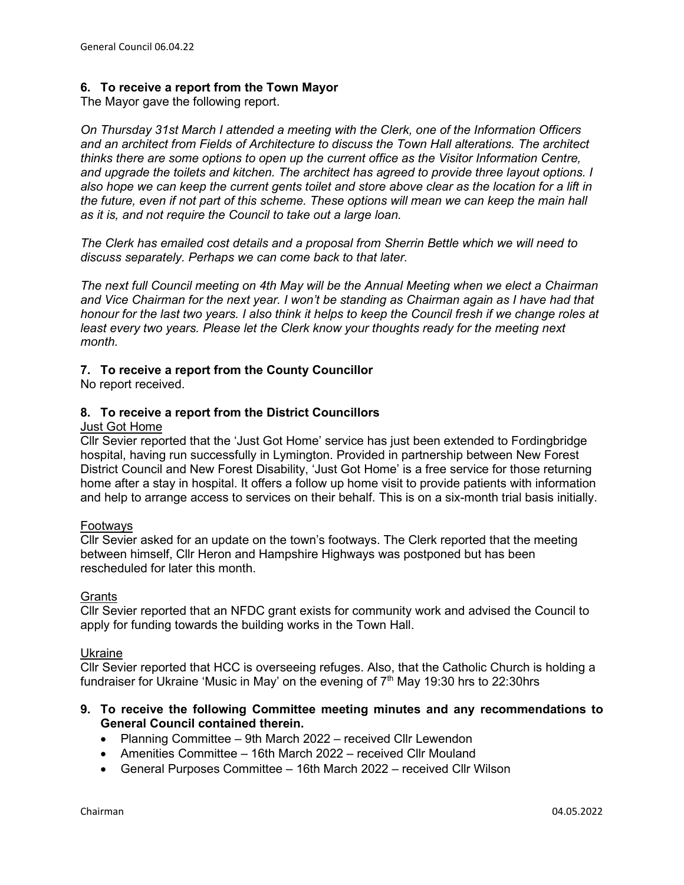## 6. To receive a report from the Town Mayor

The Mayor gave the following report.

*On Thursday 31st March I attended a meeting with the Clerk, one of the Information Officers and an architect from Fields of Architecture to discuss the Town Hall alterations. The architect thinks there are some options to open up the current office as the Visitor Information Centre, and upgrade the toilets and kitchen. The architect has agreed to provide three layout options. I also hope we can keep the current gents toilet and store above clear as the location for a lift in the future, even if not part of this scheme. These options will mean we can keep the main hall as it is, and not require the Council to take out a large loan.*

*The Clerk has emailed cost details and a proposal from Sherrin Bettle which we will need to discuss separately. Perhaps we can come back to that later.*

*The next full Council meeting on 4th May will be the Annual Meeting when we elect a Chairman and Vice Chairman for the next year. I won't be standing as Chairman again as I have had that honour for the last two years. I also think it helps to keep the Council fresh if we change roles at least every two years. Please let the Clerk know your thoughts ready for the meeting next month.*

## 7. To receive a report from the County Councillor

No report received.

## 8. To receive a report from the District Councillors

Just Got Home

Cllr Sevier reported that the 'Just Got Home' service has just been extended to Fordingbridge hospital, having run successfully in Lymington. Provided in partnership between New Forest District Council and New Forest Disability, 'Just Got Home' is a free service for those returning home after a stay in hospital. It offers a follow up home visit to provide patients with information and help to arrange access to services on their behalf. This is on a six-month trial basis initially.

Footways

Cllr Sevier asked for an update on the town's footways. The Clerk reported that the meeting between himself, Cllr Heron and Hampshire Highways was postponed but has been rescheduled for later this month.

Grants

Cllr Sevier reported that an NFDC grant exists for community work and advised the Council to apply for funding towards the building works in the Town Hall.

Ukraine

Cllr Sevier reported that HCC is overseeing refuges. Also, that the Catholic Church is holding a fundraiser for Ukraine 'Music in May' on the evening of 7th May 19:30 hrs to 22:30hrs

## 9. To receive the following Committee meeting minutes and any recommendations to General Council contained therein.

- Planning Committee – 9th March 2022 – received Cllr Lewendon
- Amenities Committee – 16th March 2022 – received Cllr Mouland
- General Purposes Committee – 16th March 2022 – received Cllr Wilson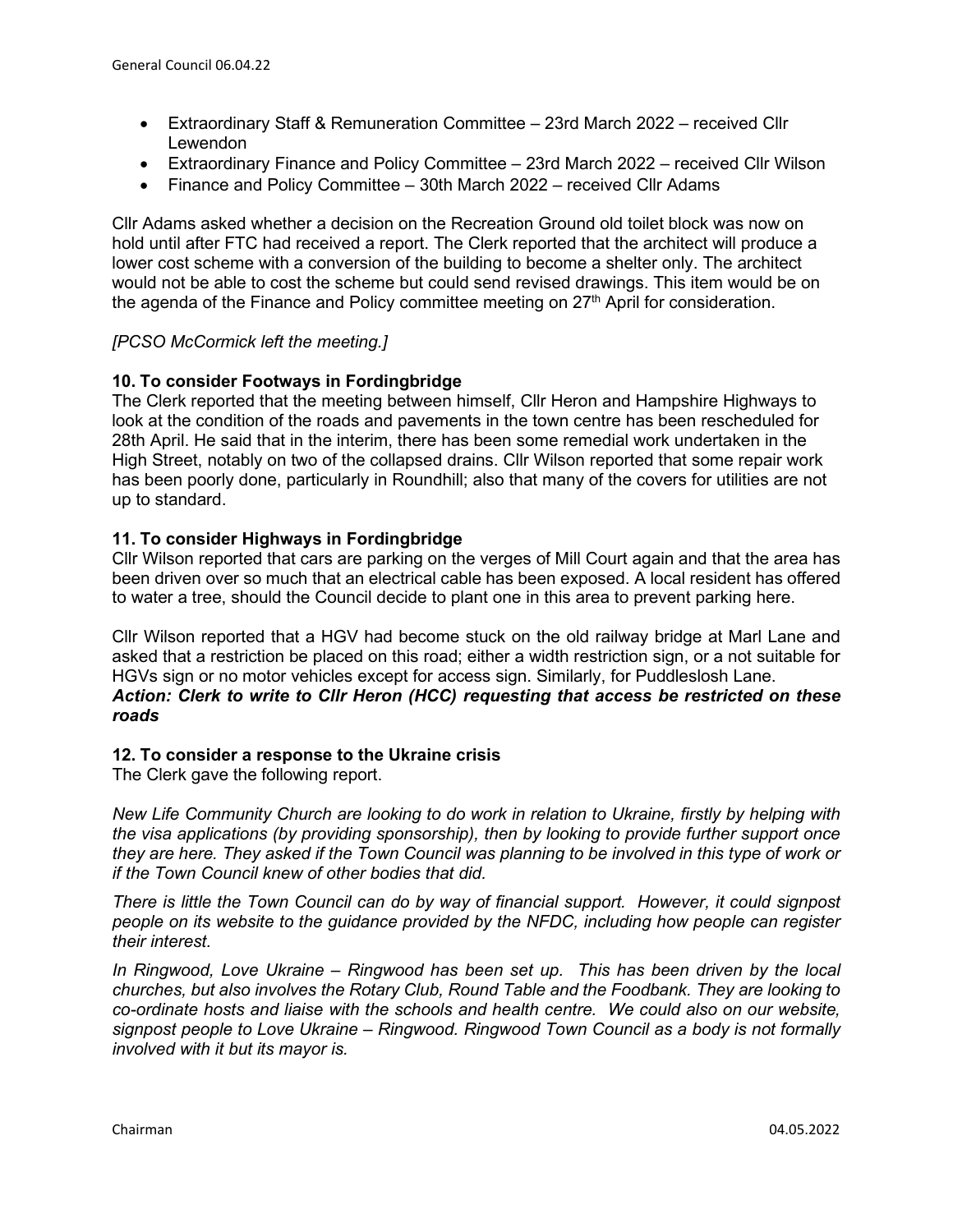- Extraordinary Staff & Remuneration Committee – 23rd March 2022 – received Cllr Lewendon
- Extraordinary Finance and Policy Committee – 23rd March 2022 – received Cllr Wilson
- Finance and Policy Committee – 30th March 2022 – received Cllr Adams

Cllr Adams asked whether a decision on the Recreation Ground old toilet block was now on hold until after FTC had received a report. The Clerk reported that the architect will produce a lower cost scheme with a conversion of the building to become a shelter only. The architect would not be able to cost the scheme but could send revised drawings. This item would be on the agenda of the Finance and Policy committee meeting on 27th April for consideration.

*[PCSO McCormick left the meeting.]*

**10. To consider Footways in Fordingbridge**

The Clerk reported that the meeting between himself, Cllr Heron and Hampshire Highways to look at the condition of the roads and pavements in the town centre has been rescheduled for 28th April. He said that in the interim, there has been some remedial work undertaken in the High Street, notably on two of the collapsed drains. Cllr Wilson reported that some repair work has been poorly done, particularly in Roundhill; also that many of the covers for utilities are not up to standard.

**11. To consider Highways in Fordingbridge**

Cllr Wilson reported that cars are parking on the verges of Mill Court again and that the area has been driven over so much that an electrical cable has been exposed. A local resident has offered to water a tree, should the Council decide to plant one in this area to prevent parking here.

Cllr Wilson reported that a HGV had become stuck on the old railway bridge at Marl Lane and asked that a restriction be placed on this road; either a width restriction sign, or a not suitable for HGVs sign or no motor vehicles except for access sign. Similarly, for Puddleslosh Lane.

***Action: Clerk to write to Cllr Heron (HCC) requesting that access be restricted on these roads***

**12. To consider a response to the Ukraine crisis**

The Clerk gave the following report.

*New Life Community Church are looking to do work in relation to Ukraine, firstly by helping with the visa applications (by providing sponsorship), then by looking to provide further support once they are here. They asked if the Town Council was planning to be involved in this type of work or if the Town Council knew of other bodies that did.*

*There is little the Town Council can do by way of financial support. However, it could signpost people on its website to the guidance provided by the NFDC, including how people can register their interest.*

*In Ringwood, Love Ukraine – Ringwood has been set up. This has been driven by the local churches, but also involves the Rotary Club, Round Table and the Foodbank. They are looking to co-ordinate hosts and liaise with the schools and health centre. We could also on our website, signpost people to Love Ukraine – Ringwood. Ringwood Town Council as a body is not formally involved with it but its mayor is.*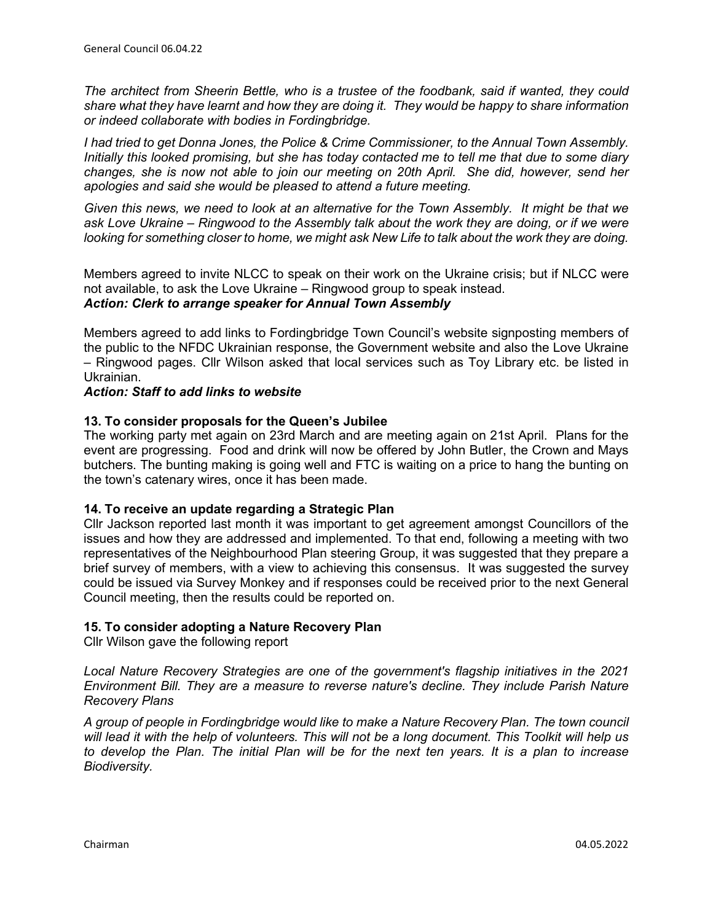*The architect from Sheerin Bettle, who is a trustee of the foodbank, said if wanted, they could share what they have learnt and how they are doing it. They would be happy to share information or indeed collaborate with bodies in Fordingbridge.*

*I had tried to get Donna Jones, the Police & Crime Commissioner, to the Annual Town Assembly. Initially this looked promising, but she has today contacted me to tell me that due to some diary changes, she is now not able to join our meeting on 20th April. She did, however, send her apologies and said she would be pleased to attend a future meeting.*

*Given this news, we need to look at an alternative for the Town Assembly. It might be that we ask Love Ukraine – Ringwood to the Assembly talk about the work they are doing, or if we were looking for something closer to home, we might ask New Life to talk about the work they are doing.*

Members agreed to invite NLCC to speak on their work on the Ukraine crisis; but if NLCC were not available, to ask the Love Ukraine – Ringwood group to speak instead.
***Action: Clerk to arrange speaker for Annual Town Assembly***

Members agreed to add links to Fordingbridge Town Council's website signposting members of the public to the NFDC Ukrainian response, the Government website and also the Love Ukraine – Ringwood pages. Cllr Wilson asked that local services such as Toy Library etc. be listed in Ukrainian.
***Action: Staff to add links to website***

**13. To consider proposals for the Queen's Jubilee**

The working party met again on 23rd March and are meeting again on 21st April. Plans for the event are progressing. Food and drink will now be offered by John Butler, the Crown and Mays butchers. The bunting making is going well and FTC is waiting on a price to hang the bunting on the town's catenary wires, once it has been made.

**14. To receive an update regarding a Strategic Plan**

Cllr Jackson reported last month it was important to get agreement amongst Councillors of the issues and how they are addressed and implemented. To that end, following a meeting with two representatives of the Neighbourhood Plan steering Group, it was suggested that they prepare a brief survey of members, with a view to achieving this consensus. It was suggested the survey could be issued via Survey Monkey and if responses could be received prior to the next General Council meeting, then the results could be reported on.

**15. To consider adopting a Nature Recovery Plan**

Cllr Wilson gave the following report

*Local Nature Recovery Strategies are one of the government's flagship initiatives in the 2021 Environment Bill. They are a measure to reverse nature's decline. They include Parish Nature Recovery Plans*

*A group of people in Fordingbridge would like to make a Nature Recovery Plan. The town council will lead it with the help of volunteers. This will not be a long document. This Toolkit will help us to develop the Plan. The initial Plan will be for the next ten years. It is a plan to increase Biodiversity.*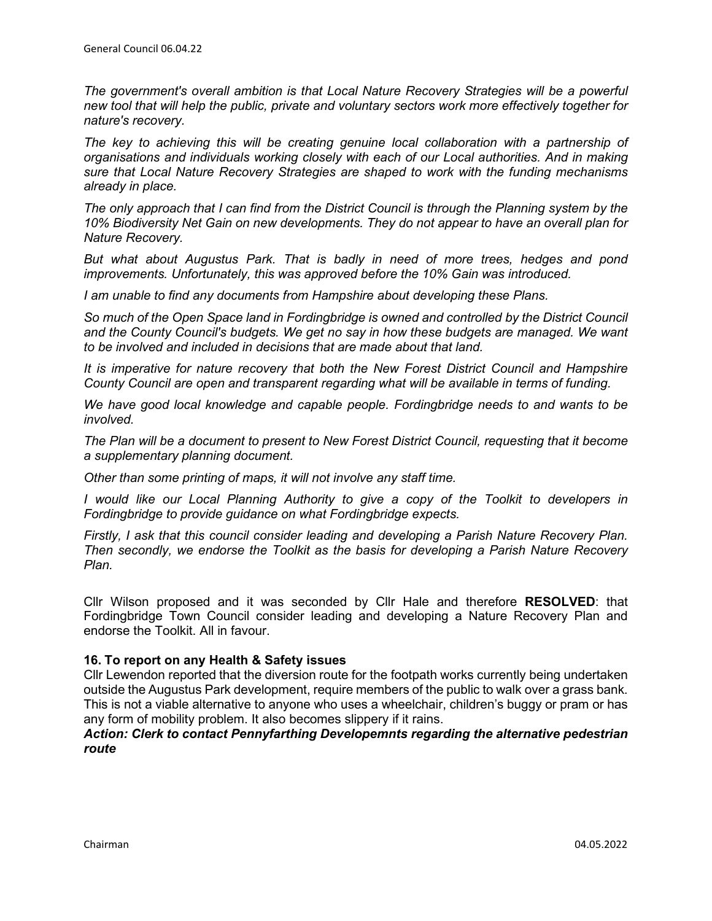*The government's overall ambition is that Local Nature Recovery Strategies will be a powerful new tool that will help the public, private and voluntary sectors work more effectively together for nature's recovery.*

*The key to achieving this will be creating genuine local collaboration with a partnership of organisations and individuals working closely with each of our Local authorities. And in making sure that Local Nature Recovery Strategies are shaped to work with the funding mechanisms already in place.*

*The only approach that I can find from the District Council is through the Planning system by the 10% Biodiversity Net Gain on new developments. They do not appear to have an overall plan for Nature Recovery.*

*But what about Augustus Park. That is badly in need of more trees, hedges and pond improvements. Unfortunately, this was approved before the 10% Gain was introduced.*

*I am unable to find any documents from Hampshire about developing these Plans.*

*So much of the Open Space land in Fordingbridge is owned and controlled by the District Council and the County Council's budgets. We get no say in how these budgets are managed. We want to be involved and included in decisions that are made about that land.*

*It is imperative for nature recovery that both the New Forest District Council and Hampshire County Council are open and transparent regarding what will be available in terms of funding.*

*We have good local knowledge and capable people. Fordingbridge needs to and wants to be involved.*

*The Plan will be a document to present to New Forest District Council, requesting that it become a supplementary planning document.*

*Other than some printing of maps, it will not involve any staff time.*

*I would like our Local Planning Authority to give a copy of the Toolkit to developers in Fordingbridge to provide guidance on what Fordingbridge expects.*

*Firstly, I ask that this council consider leading and developing a Parish Nature Recovery Plan. Then secondly, we endorse the Toolkit as the basis for developing a Parish Nature Recovery Plan.*

Cllr Wilson proposed and it was seconded by Cllr Hale and therefore **RESOLVED**: that Fordingbridge Town Council consider leading and developing a Nature Recovery Plan and endorse the Toolkit. All in favour.

### 16. To report on any Health & Safety issues

Cllr Lewendon reported that the diversion route for the footpath works currently being undertaken outside the Augustus Park development, require members of the public to walk over a grass bank. This is not a viable alternative to anyone who uses a wheelchair, children's buggy or pram or has any form of mobility problem. It also becomes slippery if it rains.

***Action: Clerk to contact Pennyfarthing Developemnts regarding the alternative pedestrian route***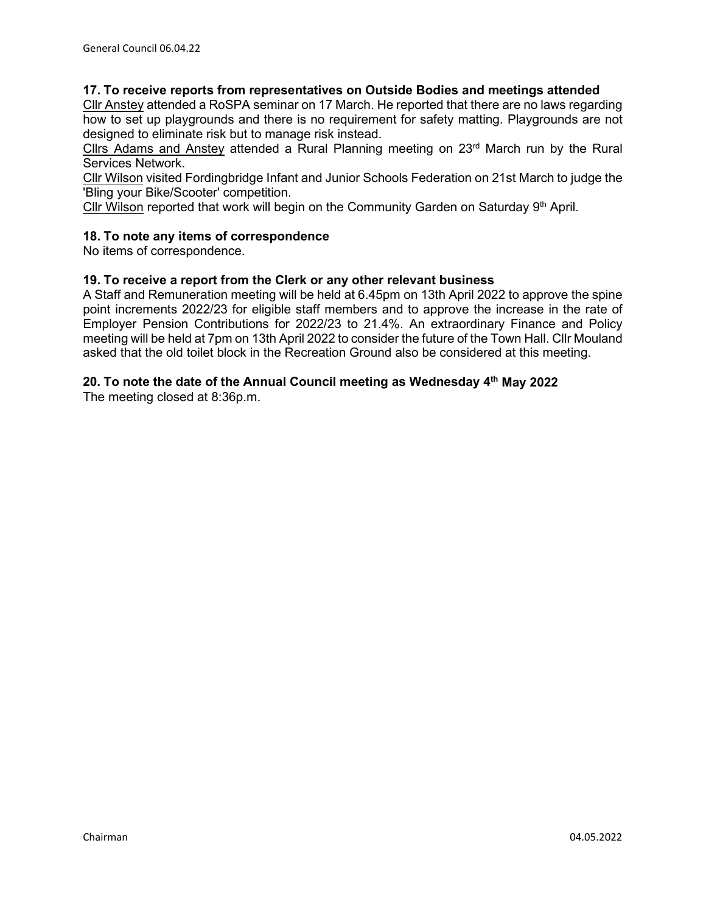**17. To receive reports from representatives on Outside Bodies and meetings attended**

Cllr Anstey attended a RoSPA seminar on 17 March. He reported that there are no laws regarding how to set up playgrounds and there is no requirement for safety matting. Playgrounds are not designed to eliminate risk but to manage risk instead.

Cllrs Adams and Anstey attended a Rural Planning meeting on 23rd March run by the Rural Services Network.

Cllr Wilson visited Fordingbridge Infant and Junior Schools Federation on 21st March to judge the 'Bling your Bike/Scooter' competition.

Cllr Wilson reported that work will begin on the Community Garden on Saturday 9th April.

**18. To note any items of correspondence**

No items of correspondence.

**19. To receive a report from the Clerk or any other relevant business**

A Staff and Remuneration meeting will be held at 6.45pm on 13th April 2022 to approve the spine point increments 2022/23 for eligible staff members and to approve the increase in the rate of Employer Pension Contributions for 2022/23 to 21.4%. An extraordinary Finance and Policy meeting will be held at 7pm on 13th April 2022 to consider the future of the Town Hall. Cllr Mouland asked that the old toilet block in the Recreation Ground also be considered at this meeting.

**20. To note the date of the Annual Council meeting as Wednesday 4th May 2022**

The meeting closed at 8:36p.m.

Chairman 04.05.2022